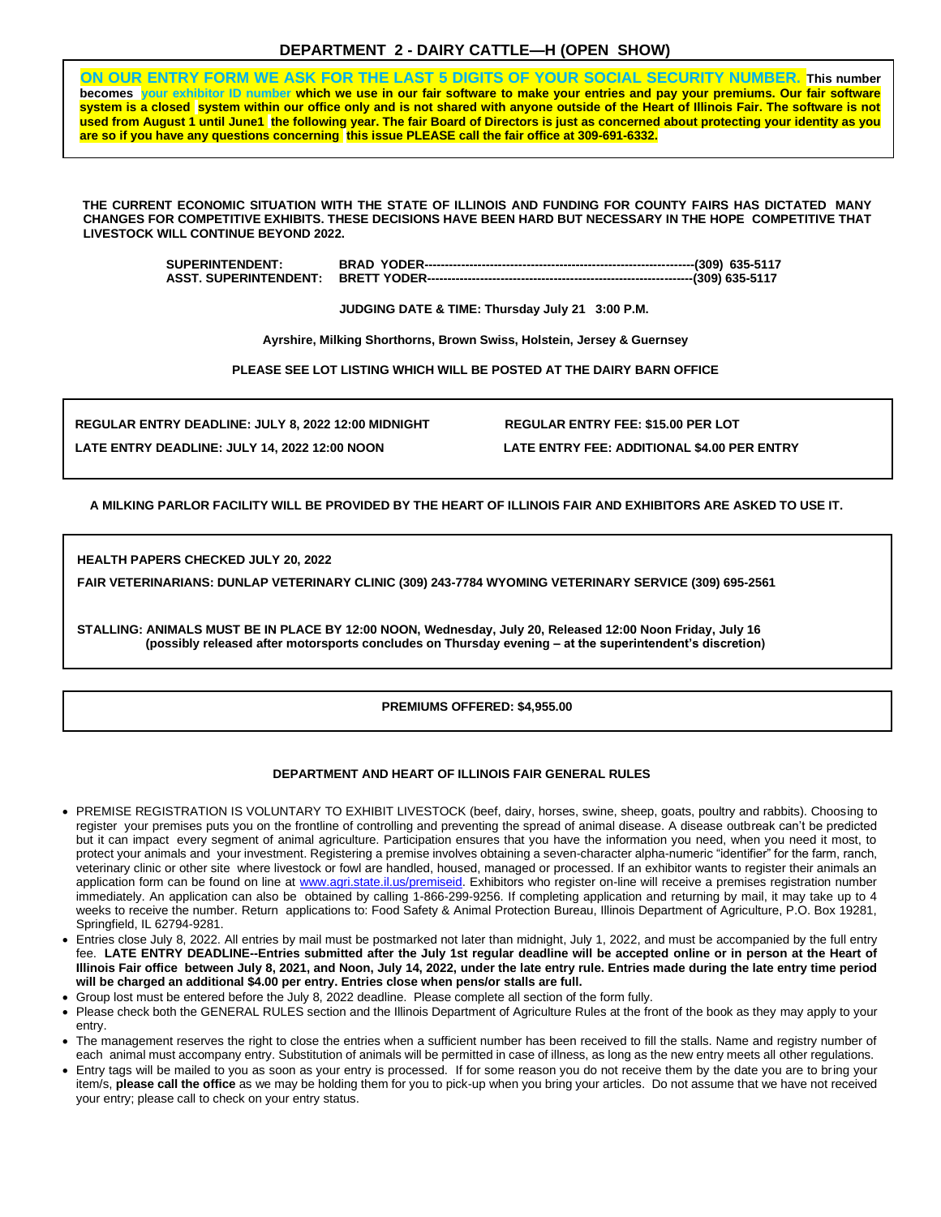## DEPARTMENT 2 - DAIRY CATTLE—H (OPEN SHOW)

**ON OUR ENTRY FORM WE ASK FOR THE LAST 5 DIGITS OF YOUR SOCIAL SECURITY NUMBER. This number becomes your exhibitor ID number which we use in our fair software to make your entries and pay your premiums. Our fair software system is a closed system within our office only and is not shared with anyone outside of the Heart of Illinois Fair. The software is not used from August 1 until June1 the following year. The fair Board of Directors is just as concerned about protecting your identity as you are so if you have any questions concerning this issue PLEASE call the fair office at 309-691-6332.**

**THE CURRENT ECONOMIC SITUATION WITH THE STATE OF ILLINOIS AND FUNDING FOR COUNTY FAIRS HAS DICTATED MANY CHANGES FOR COMPETITIVE EXHIBITS. THESE DECISIONS HAVE BEEN HARD BUT NECESSARY IN THE HOPE COMPETITIVE THAT LIVESTOCK WILL CONTINUE BEYOND 2022.**

**SUPERINTENDENT: BRAD YODER------------------------------------------------------------------(309) 635-5117**
**ASST. SUPERINTENDENT: BRETT YODER-----------------------------------------------------------------(309) 635-5117**

**JUDGING DATE & TIME: Thursday July 21 3:00 P.M.**

**Ayrshire, Milking Shorthorns, Brown Swiss, Holstein, Jersey & Guernsey**

**PLEASE SEE LOT LISTING WHICH WILL BE POSTED AT THE DAIRY BARN OFFICE**

**REGULAR ENTRY DEADLINE: JULY 8, 2022 12:00 MIDNIGHT** | **REGULAR ENTRY FEE: $15.00 PER LOT**

**LATE ENTRY DEADLINE: JULY 14, 2022 12:00 NOON** | **LATE ENTRY FEE: ADDITIONAL $4.00 PER ENTRY**

**A MILKING PARLOR FACILITY WILL BE PROVIDED BY THE HEART OF ILLINOIS FAIR AND EXHIBITORS ARE ASKED TO USE IT.**

**HEALTH PAPERS CHECKED JULY 20, 2022**

**FAIR VETERINARIANS: DUNLAP VETERINARY CLINIC (309) 243-7784 WYOMING VETERINARY SERVICE (309) 695-2561**

**STALLING: ANIMALS MUST BE IN PLACE BY 12:00 NOON, Wednesday, July 20, Released 12:00 Noon Friday, July 16 (possibly released after motorsports concludes on Thursday evening – at the superintendent's discretion)**

**PREMIUMS OFFERED: $4,955.00**

### DEPARTMENT AND HEART OF ILLINOIS FAIR GENERAL RULES

- PREMISE REGISTRATION IS VOLUNTARY TO EXHIBIT LIVESTOCK (beef, dairy, horses, swine, sheep, goats, poultry and rabbits). Choosing to register your premises puts you on the frontline of controlling and preventing the spread of animal disease. A disease outbreak can't be predicted but it can impact every segment of animal agriculture. Participation ensures that you have the information you need, when you need it most, to protect your animals and your investment. Registering a premise involves obtaining a seven-character alpha-numeric "identifier" for the farm, ranch, veterinary clinic or other site where livestock or fowl are handled, housed, managed or processed. If an exhibitor wants to register their animals an application form can be found on line at www.agri.state.il.us/premiseid. Exhibitors who register on-line will receive a premises registration number immediately. An application can also be obtained by calling 1-866-299-9256. If completing application and returning by mail, it may take up to 4 weeks to receive the number. Return applications to: Food Safety & Animal Protection Bureau, Illinois Department of Agriculture, P.O. Box 19281, Springfield, IL 62794-9281.
- Entries close July 8, 2022. All entries by mail must be postmarked not later than midnight, July 1, 2022, and must be accompanied by the full entry fee. **LATE ENTRY DEADLINE--Entries submitted after the July 1st regular deadline will be accepted online or in person at the Heart of Illinois Fair office between July 8, 2021, and Noon, July 14, 2022, under the late entry rule. Entries made during the late entry time period will be charged an additional $4.00 per entry. Entries close when pens/or stalls are full.**
- Group lost must be entered before the July 8, 2022 deadline. Please complete all section of the form fully.
- Please check both the GENERAL RULES section and the Illinois Department of Agriculture Rules at the front of the book as they may apply to your entry.
- The management reserves the right to close the entries when a sufficient number has been received to fill the stalls. Name and registry number of each animal must accompany entry. Substitution of animals will be permitted in case of illness, as long as the new entry meets all other regulations.
- Entry tags will be mailed to you as soon as your entry is processed. If for some reason you do not receive them by the date you are to bring your item/s, **please call the office** as we may be holding them for you to pick-up when you bring your articles. Do not assume that we have not received your entry; please call to check on your entry status.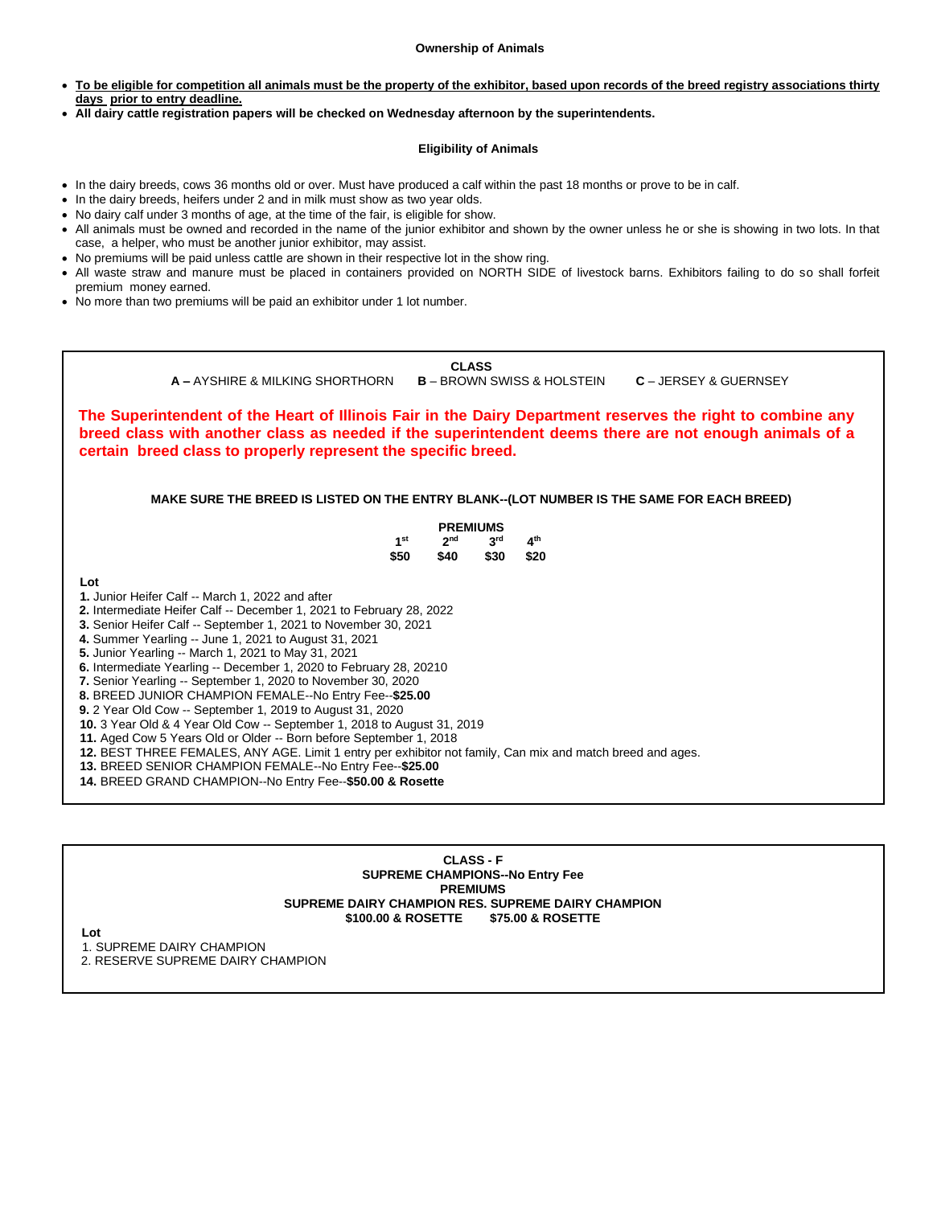### Ownership of Animals

- **To be eligible for competition all animals must be the property of the exhibitor, based upon records of the breed registry associations thirty days prior to entry deadline.**
- **All dairy cattle registration papers will be checked on Wednesday afternoon by the superintendents.**

### Eligibility of Animals

- In the dairy breeds, cows 36 months old or over. Must have produced a calf within the past 18 months or prove to be in calf.
- In the dairy breeds, heifers under 2 and in milk must show as two year olds.
- No dairy calf under 3 months of age, at the time of the fair, is eligible for show.
- All animals must be owned and recorded in the name of the junior exhibitor and shown by the owner unless he or she is showing in two lots. In that case, a helper, who must be another junior exhibitor, may assist.
- No premiums will be paid unless cattle are shown in their respective lot in the show ring.
- All waste straw and manure must be placed in containers provided on NORTH SIDE of livestock barns. Exhibitors failing to do so shall forfeit premium money earned.
- No more than two premiums will be paid an exhibitor under 1 lot number.

---

**CLASS**

**A –** AYSHIRE & MILKING SHORTHORN **B** – BROWN SWISS & HOLSTEIN **C** – JERSEY & GUERNSEY

**The Superintendent of the Heart of Illinois Fair in the Dairy Department reserves the right to combine any breed class with another class as needed if the superintendent deems there are not enough animals of a certain breed class to properly represent the specific breed.**

**MAKE SURE THE BREED IS LISTED ON THE ENTRY BLANK--(LOT NUMBER IS THE SAME FOR EACH BREED)**

**PREMIUMS**

| 1st | 2nd | 3rd | 4th |
|---|---|---|---|
| $50 | $40 | $30 | $20 |

**Lot**

**1.** Junior Heifer Calf -- March 1, 2022 and after
**2.** Intermediate Heifer Calf -- December 1, 2021 to February 28, 2022
**3.** Senior Heifer Calf -- September 1, 2021 to November 30, 2021
**4.** Summer Yearling -- June 1, 2021 to August 31, 2021
**5.** Junior Yearling -- March 1, 2021 to May 31, 2021
**6.** Intermediate Yearling -- December 1, 2020 to February 28, 20210
**7.** Senior Yearling -- September 1, 2020 to November 30, 2020
**8.** BREED JUNIOR CHAMPION FEMALE--No Entry Fee--**$25.00**
**9.** 2 Year Old Cow -- September 1, 2019 to August 31, 2020
**10.** 3 Year Old & 4 Year Old Cow -- September 1, 2018 to August 31, 2019
**11.** Aged Cow 5 Years Old or Older -- Born before September 1, 2018
**12.** BEST THREE FEMALES, ANY AGE. Limit 1 entry per exhibitor not family, Can mix and match breed and ages.
**13.** BREED SENIOR CHAMPION FEMALE--No Entry Fee--**$25.00**
**14.** BREED GRAND CHAMPION--No Entry Fee--**$50.00 & Rosette**

---

**CLASS - F**
**SUPREME CHAMPIONS--No Entry Fee**
**PREMIUMS**

| SUPREME DAIRY CHAMPION | RES. SUPREME DAIRY CHAMPION |
|---|---|
| $100.00 & ROSETTE | $75.00 & ROSETTE |

**Lot**

1. SUPREME DAIRY CHAMPION
2. RESERVE SUPREME DAIRY CHAMPION